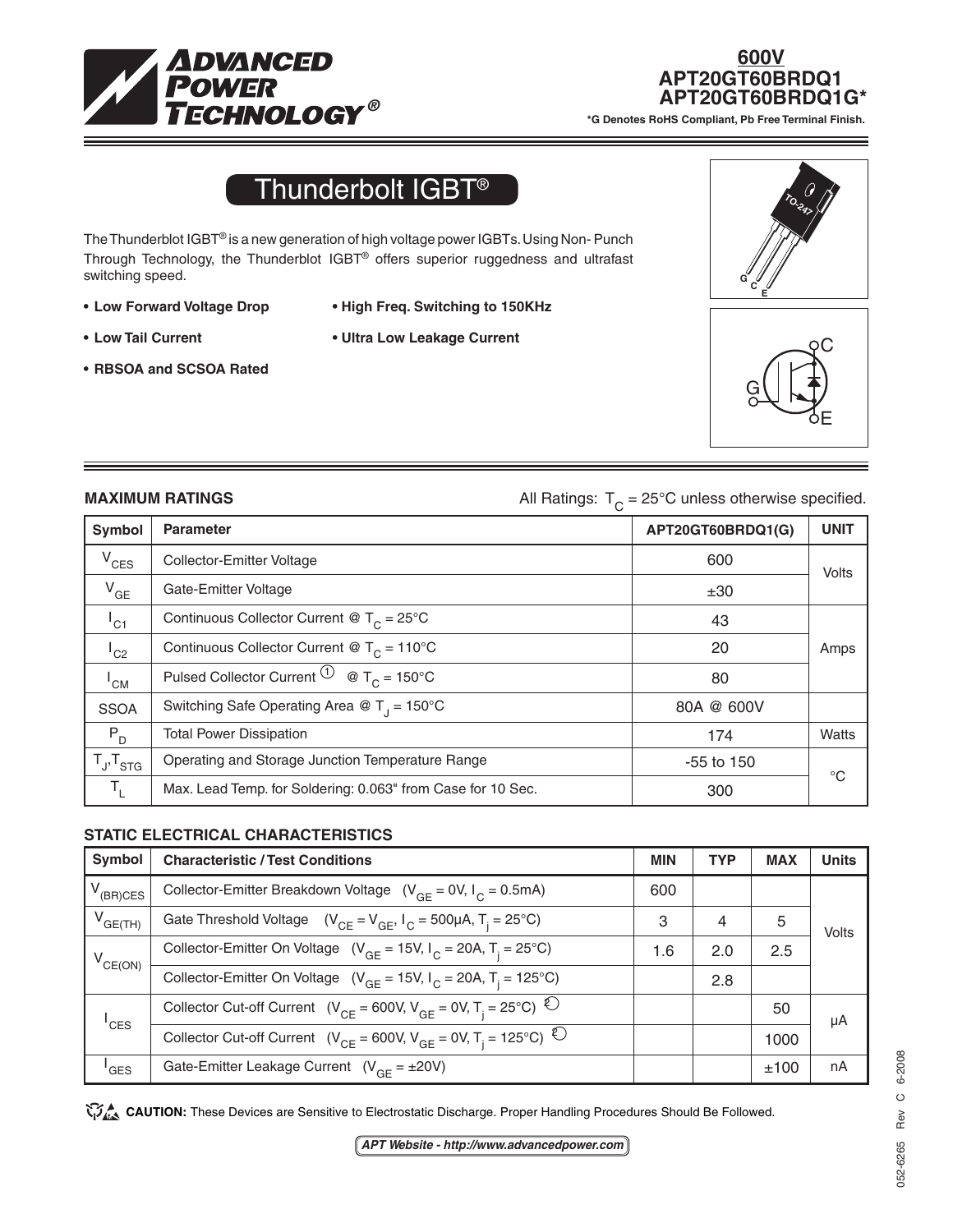# 600V APT20GT60BRDQ1 APT20GT60BRDQ1G*

*G Denotes RoHS Compliant, Pb Free Terminal Finish.

## Thunderbolt IGBT®

The Thunderblot IGBT® is a new generation of high voltage power IGBTs. Using Non- Punch Through Technology, the Thunderblot IGBT® offers superior ruggedness and ultrafast switching speed.

- **Low Forward Voltage Drop**
- **Low Tail Current**
- **RBSOA and SCSOA Rated**
- **High Freq. Switching to 150KHz**
- **Ultra Low Leakage Current**

TO-247

G C E

### MAXIMUM RATINGS

All Ratings: $T_C = 25°C$ unless otherwise specified.

| Symbol | Parameter | APT20GT60BRDQ1(G) | UNIT |
|---|---|---|---|
| $V_{CES}$ | Collector-Emitter Voltage | 600 | Volts |
| $V_{GE}$ | Gate-Emitter Voltage | ±30 | |
| $I_{C1}$ | Continuous Collector Current @ $T_C = 25°C$ | 43 | Amps |
| $I_{C2}$ | Continuous Collector Current @ $T_C = 110°C$ | 20 | |
| $I_{CM}$ | Pulsed Collector Current ① @ $T_C = 150°C$ | 80 | |
| SSOA | Switching Safe Operating Area @ $T_J = 150°C$ | 80A @ 600V | |
| $P_D$ | Total Power Dissipation | 174 | Watts |
| $T_J, T_{STG}$ | Operating and Storage Junction Temperature Range | -55 to 150 | °C |
| $T_L$ | Max. Lead Temp. for Soldering: 0.063" from Case for 10 Sec. | 300 | |

### STATIC ELECTRICAL CHARACTERISTICS

| Symbol | Characteristic / Test Conditions | MIN | TYP | MAX | Units |
|---|---|---|---|---|---|
| $V_{(BR)CES}$ | Collector-Emitter Breakdown Voltage ($V_{GE} = 0V$, $I_C = 0.5mA$) | 600 | | | Volts |
| $V_{GE(TH)}$ | Gate Threshold Voltage ($V_{CE} = V_{GE}$, $I_C = 500\mu A$, $T_j = 25°C$) | 3 | 4 | 5 | |
| $V_{CE(ON)}$ | Collector-Emitter On Voltage ($V_{GE} = 15V$, $I_C = 20A$, $T_j = 25°C$) | 1.6 | 2.0 | 2.5 | |
| | Collector-Emitter On Voltage ($V_{GE} = 15V$, $I_C = 20A$, $T_j = 125°C$) | | 2.8 | | |
| $I_{CES}$ | Collector Cut-off Current ($V_{CE} = 600V$, $V_{GE} = 0V$, $T_j = 25°C$) ② | | | 50 | μA |
| | Collector Cut-off Current ($V_{CE} = 600V$, $V_{GE} = 0V$, $T_j = 125°C$) ② | | | 1000 | |
| $I_{GES}$ | Gate-Emitter Leakage Current ($V_{GE} = ±20V$) | | | ±100 | nA |

**CAUTION:** These Devices are Sensitive to Electrostatic Discharge. Proper Handling Procedures Should Be Followed.

*APT Website - http://www.advancedpower.com*

052-6265 Rev C 6-2008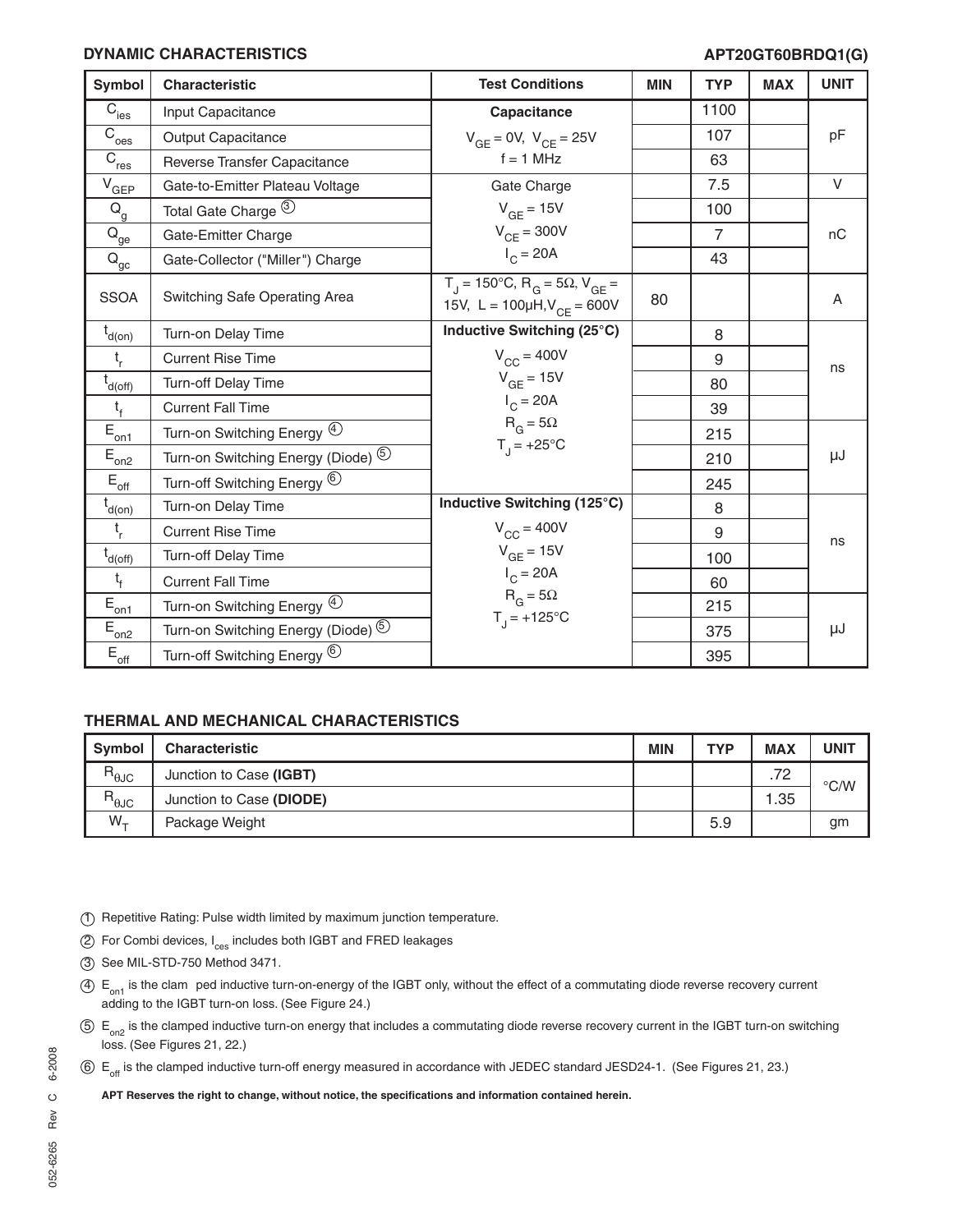## DYNAMIC CHARACTERISTICS

**APT20GT60BRDQ1(G)**

| Symbol | Characteristic | Test Conditions | MIN | TYP | MAX | UNIT |
|---|---|---|---|---|---|---|
| $C_{ies}$ | Input Capacitance | **Capacitance** | | 1100 | | pF |
| $C_{oes}$ | Output Capacitance | $V_{GE}$ = 0V, $V_{CE}$ = 25V | | 107 | | |
| $C_{res}$ | Reverse Transfer Capacitance | f = 1 MHz | | 63 | | |
| $V_{GEP}$ | Gate-to-Emitter Plateau Voltage | Gate Charge | | 7.5 | | V |
| $Q_g$ | Total Gate Charge (3) | $V_{GE}$ = 15V | | 100 | | nC |
| $Q_{ge}$ | Gate-Emitter Charge | $V_{CE}$ = 300V | | 7 | | |
| $Q_{gc}$ | Gate-Collector ("Miller") Charge | $I_C$ = 20A | | 43 | | |
| SSOA | Switching Safe Operating Area | $T_J$ = 150°C, $R_G$ = 5Ω, $V_{GE}$ = 15V, L = 100µH, $V_{CE}$ = 600V | 80 | | | A |
| $t_{d(on)}$ | Turn-on Delay Time | **Inductive Switching (25°C)** | | 8 | | ns |
| $t_r$ | Current Rise Time | $V_{CC}$ = 400V | | 9 | | |
| $t_{d(off)}$ | Turn-off Delay Time | $V_{GE}$ = 15V | | 80 | | |
| $t_f$ | Current Fall Time | $I_C$ = 20A | | 39 | | |
| $E_{on1}$ | Turn-on Switching Energy (4) | $R_G$ = 5Ω | | 215 | | µJ |
| $E_{on2}$ | Turn-on Switching Energy (Diode) (5) | $T_J$ = +25°C | | 210 | | |
| $E_{off}$ | Turn-off Switching Energy (6) | | | 245 | | |
| $t_{d(on)}$ | Turn-on Delay Time | **Inductive Switching (125°C)** | | 8 | | ns |
| $t_r$ | Current Rise Time | $V_{CC}$ = 400V | | 9 | | |
| $t_{d(off)}$ | Turn-off Delay Time | $V_{GE}$ = 15V | | 100 | | |
| $t_f$ | Current Fall Time | $I_C$ = 20A | | 60 | | |
| $E_{on1}$ | Turn-on Switching Energy (4) | $R_G$ = 5Ω | | 215 | | µJ |
| $E_{on2}$ | Turn-on Switching Energy (Diode) (5) | $T_J$ = +125°C | | 375 | | |
| $E_{off}$ | Turn-off Switching Energy (6) | | | 395 | | |

## THERMAL AND MECHANICAL CHARACTERISTICS

| Symbol | Characteristic | MIN | TYP | MAX | UNIT |
|---|---|---|---|---|---|
| $R_{\theta JC}$ | Junction to Case **(IGBT)** | | | .72 | °C/W |
| $R_{\theta JC}$ | Junction to Case **(DIODE)** | | | 1.35 | |
| $W_T$ | Package Weight | | 5.9 | | gm |

(1) Repetitive Rating: Pulse width limited by maximum junction temperature.

(2) For Combi devices, $I_{ces}$ includes both IGBT and FRED leakages

(3) See MIL-STD-750 Method 3471.

(4) $E_{on1}$ is the clam ped inductive turn-on-energy of the IGBT only, without the effect of a commutating diode reverse recovery current adding to the IGBT turn-on loss. (See Figure 24.)

(5) $E_{on2}$ is the clamped inductive turn-on energy that includes a commutating diode reverse recovery current in the IGBT turn-on switching loss. (See Figures 21, 22.)

(6) $E_{off}$ is the clamped inductive turn-off energy measured in accordance with JEDEC standard JESD24-1. (See Figures 21, 23.)

**APT Reserves the right to change, without notice, the specifications and information contained herein.**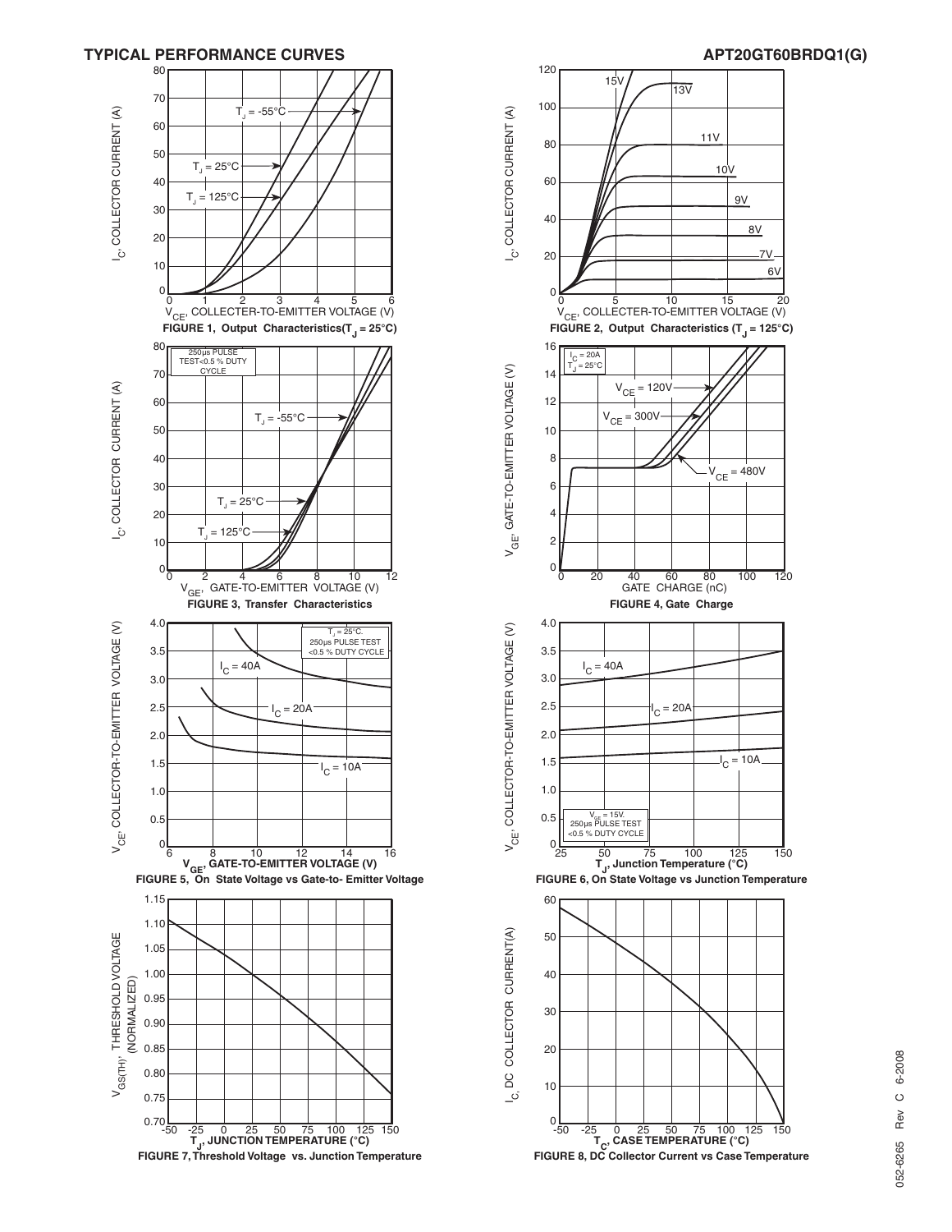## TYPICAL PERFORMANCE CURVES

APT20GT60BRDQ1(G)

$I_C$, COLLECTOR CURRENT (A)

$T_J$ = -55°C

$T_J$ = 25°C

$T_J$ = 125°C

$V_{CE}$, COLLECTER-TO-EMITTER VOLTAGE (V)

**FIGURE 1, Output Characteristics($T_J$ = 25°C)**

$I_C$, COLLECTOR CURRENT (A)

15V, 13V, 11V, 10V, 9V, 8V, 7V, 6V

$V_{CE}$, COLLECTER-TO-EMITTER VOLTAGE (V)

**FIGURE 2, Output Characteristics ($T_J$ = 125°C)**

$I_C$, COLLECTOR CURRENT (A)

250µs PULSE TEST<0.5 % DUTY CYCLE

$T_J$ = -55°C

$T_J$ = 25°C

$T_J$ = 125°C

$V_{GE}$, GATE-TO-EMITTER VOLTAGE (V)

**FIGURE 3, Transfer Characteristics**

$V_{GE}$, GATE-TO-EMITTER VOLTAGE (V)

$I_C$ = 20A
$T_J$ = 25°C

$V_{CE}$ = 120V

$V_{CE}$ = 300V

$V_{CE}$ = 480V

GATE CHARGE (nC)

**FIGURE 4, Gate Charge**

$V_{CE}$, COLLECTOR-TO-EMITTER VOLTAGE (V)

$T_J$ = 25°C.
250µs PULSE TEST
<0.5 % DUTY CYCLE

$I_C$ = 40A

$I_C$ = 20A

$I_C$ = 10A

$V_{GE}$, GATE-TO-EMITTER VOLTAGE (V)

**FIGURE 5, On State Voltage vs Gate-to- Emitter Voltage**

$V_{CE}$, COLLECTOR-TO-EMITTER VOLTAGE (V)

$I_C$ = 40A

$I_C$ = 20A

$I_C$ = 10A

$V_{GE}$ = 15V.
250µs PULSE TEST
<0.5 % DUTY CYCLE

$T_J$, Junction Temperature (°C)

**FIGURE 6, On State Voltage vs Junction Temperature**

$V_{GS(TH)}$, THRESHOLD VOLTAGE (NORMALIZED)

$T_J$, JUNCTION TEMPERATURE (°C)

**FIGURE 7, Threshold Voltage vs. Junction Temperature**

$I_C$, DC COLLECTOR CURRENT(A)

$T_C$, CASE TEMPERATURE (°C)

**FIGURE 8, DC Collector Current vs Case Temperature**

052-6265 Rev C 6-2008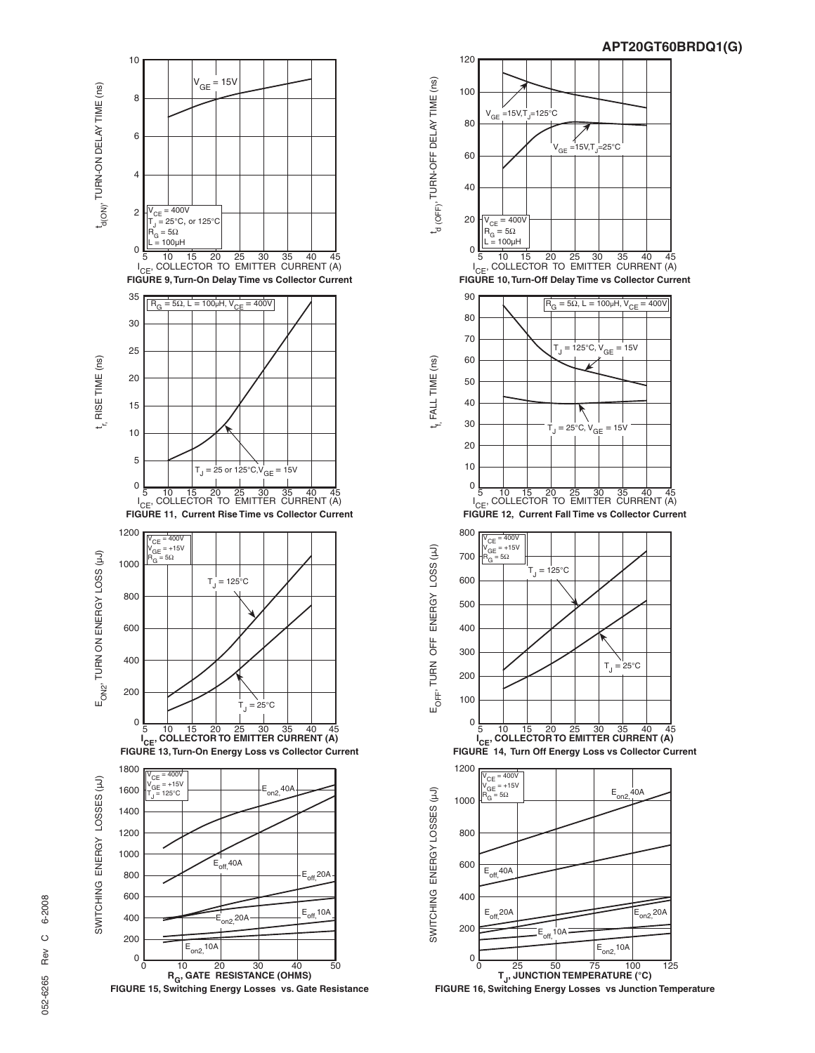FIGURE 9, Turn-On Delay Time vs Collector Current

FIGURE 10, Turn-Off Delay Time vs Collector Current

FIGURE 11, Current Rise Time vs Collector Current

FIGURE 12, Current Fall Time vs Collector Current

FIGURE 13, Turn-On Energy Loss vs Collector Current

FIGURE 14, Turn Off Energy Loss vs Collector Current

FIGURE 15, Switching Energy Losses vs. Gate Resistance

FIGURE 16, Switching Energy Losses vs Junction Temperature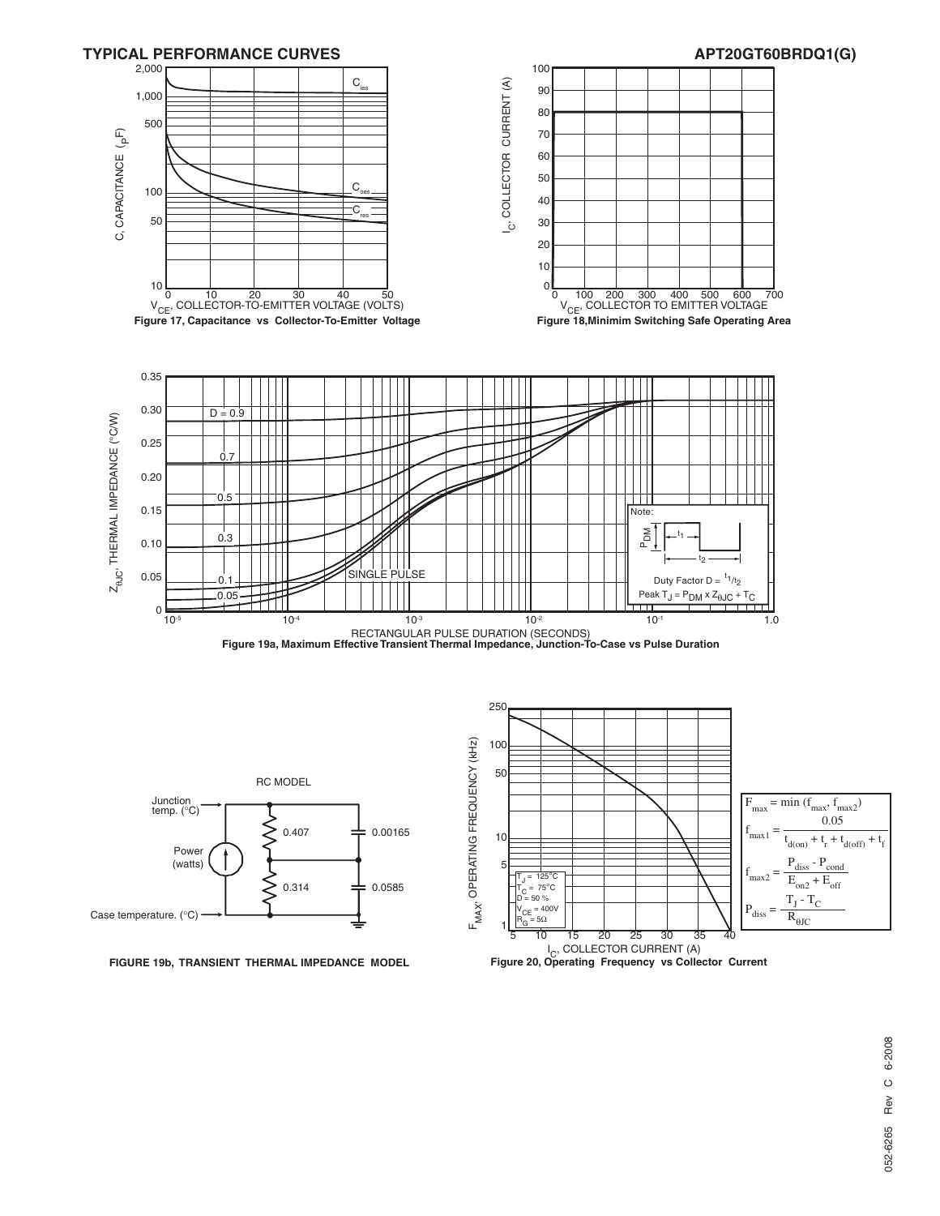## TYPICAL PERFORMANCE CURVES

**APT20GT60BRDQ1(G)**

**Figure 17, Capacitance vs Collector-To-Emitter Voltage**

**Figure 18,Minimim Switching Safe Operating Area**

**Figure 19a, Maximum Effective Transient Thermal Impedance, Junction-To-Case vs Pulse Duration**

Note: Duty Factor $D = t_1/t_2$

Peak $T_J = P_{DM} \times Z_{\theta JC} + T_C$

RC MODEL

**FIGURE 19b, TRANSIENT THERMAL IMPEDANCE MODEL**

$T_J$ = 125°C
$T_C$ = 75°C
D = 50 %
$V_{CE}$ = 400V
$R_G$ = 5Ω

$$F_{max} = \min(f_{max}, f_{max2})$$

$$f_{max1} = \frac{0.05}{t_{d(on)} + t_r + t_{d(off)} + t_f}$$

$$f_{max2} = \frac{P_{diss} - P_{cond}}{E_{on2} + E_{off}}$$

$$P_{diss} = \frac{T_J - T_C}{R_{\theta JC}}$$

**Figure 20, Operating Frequency vs Collector Current**

052-6265 Rev C 6-2008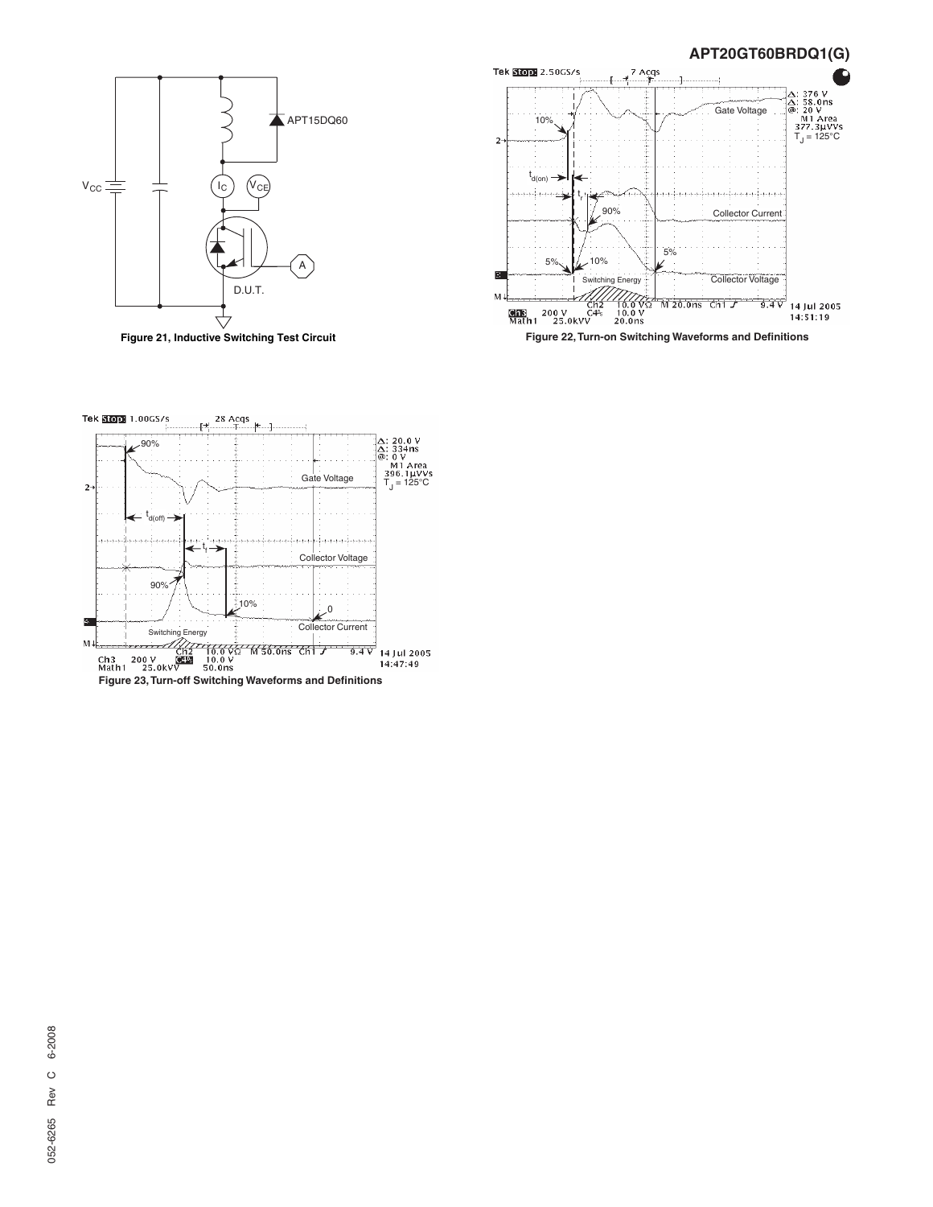Figure 21, Inductive Switching Test Circuit

Figure 22, Turn-on Switching Waveforms and Definitions

Figure 23, Turn-off Switching Waveforms and Definitions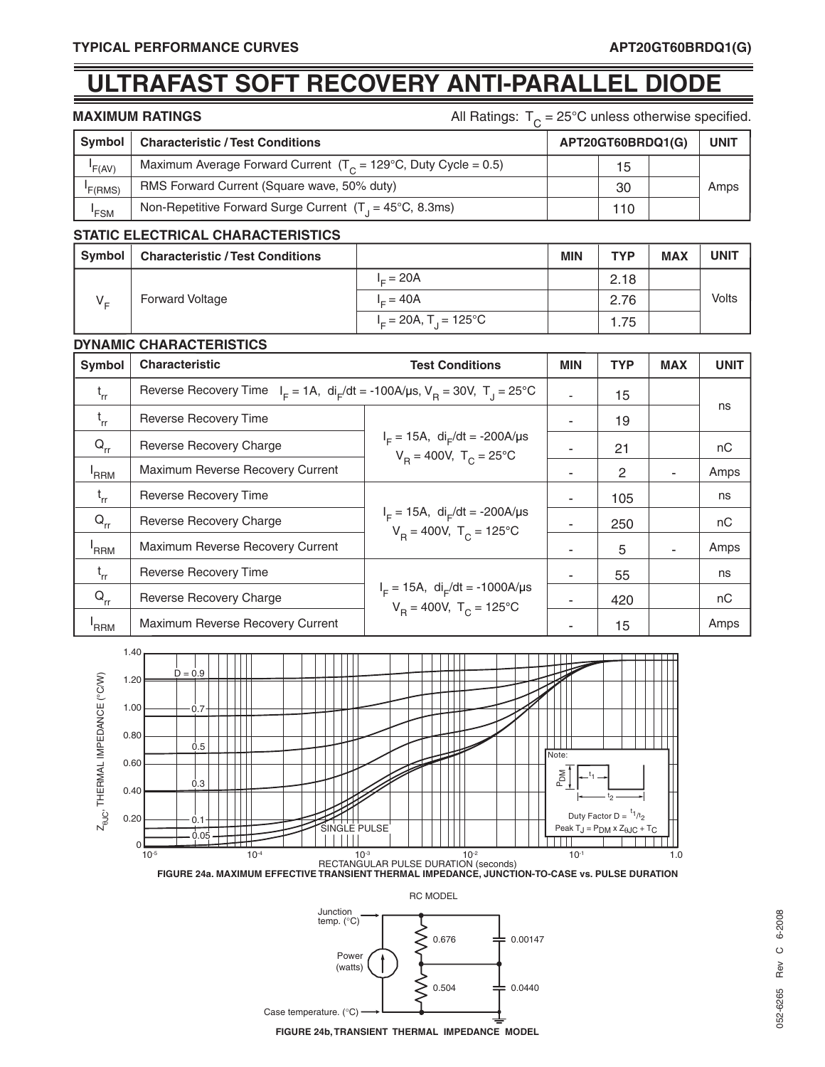# ULTRAFAST SOFT RECOVERY ANTI-PARALLEL DIODE

### MAXIMUM RATINGS

All Ratings: $T_C$ = 25°C unless otherwise specified.

| Symbol | Characteristic / Test Conditions | APT20GT60BRDQ1(G) | UNIT |
|---|---|---|---|
| $I_{F(AV)}$ | Maximum Average Forward Current ($T_C$ = 129°C, Duty Cycle = 0.5) | 15 | Amps |
| $I_{F(RMS)}$ | RMS Forward Current (Square wave, 50% duty) | 30 | Amps |
| $I_{FSM}$ | Non-Repetitive Forward Surge Current ($T_J$ = 45°C, 8.3ms) | 110 | Amps |

### STATIC ELECTRICAL CHARACTERISTICS

| Symbol | Characteristic / Test Conditions | | MIN | TYP | MAX | UNIT |
|---|---|---|---|---|---|---|
| $V_F$ | Forward Voltage | $I_F$ = 20A | | 2.18 | | Volts |
| | | $I_F$ = 40A | | 2.76 | | |
| | | $I_F$ = 20A, $T_J$ = 125°C | | 1.75 | | |

### DYNAMIC CHARACTERISTICS

| Symbol | Characteristic | Test Conditions | MIN | TYP | MAX | UNIT |
|---|---|---|---|---|---|---|
| $t_{rr}$ | Reverse Recovery Time | $I_F$ = 1A, $di_F/dt$ = -100A/µs, $V_R$ = 30V, $T_J$ = 25°C | - | 15 | | ns |
| $t_{rr}$ | Reverse Recovery Time | $I_F$ = 15A, $di_F/dt$ = -200A/µs $V_R$ = 400V, $T_C$ = 25°C | - | 19 | | ns |
| $Q_{rr}$ | Reverse Recovery Charge | | - | 21 | | nC |
| $I_{RRM}$ | Maximum Reverse Recovery Current | | - | 2 | - | Amps |
| $t_{rr}$ | Reverse Recovery Time | $I_F$ = 15A, $di_F/dt$ = -200A/µs $V_R$ = 400V, $T_C$ = 125°C | - | 105 | | ns |
| $Q_{rr}$ | Reverse Recovery Charge | | - | 250 | | nC |
| $I_{RRM}$ | Maximum Reverse Recovery Current | | - | 5 | - | Amps |
| $t_{rr}$ | Reverse Recovery Time | $I_F$ = 15A, $di_F/dt$ = -1000A/µs $V_R$ = 400V, $T_C$ = 125°C | - | 55 | | ns |
| $Q_{rr}$ | Reverse Recovery Charge | | - | 420 | | nC |
| $I_{RRM}$ | Maximum Reverse Recovery Current | | - | 15 | | Amps |

FIGURE 24a. MAXIMUM EFFECTIVE TRANSIENT THERMAL IMPEDANCE, JUNCTION-TO-CASE vs. PULSE DURATION

FIGURE 24b, TRANSIENT THERMAL IMPEDANCE MODEL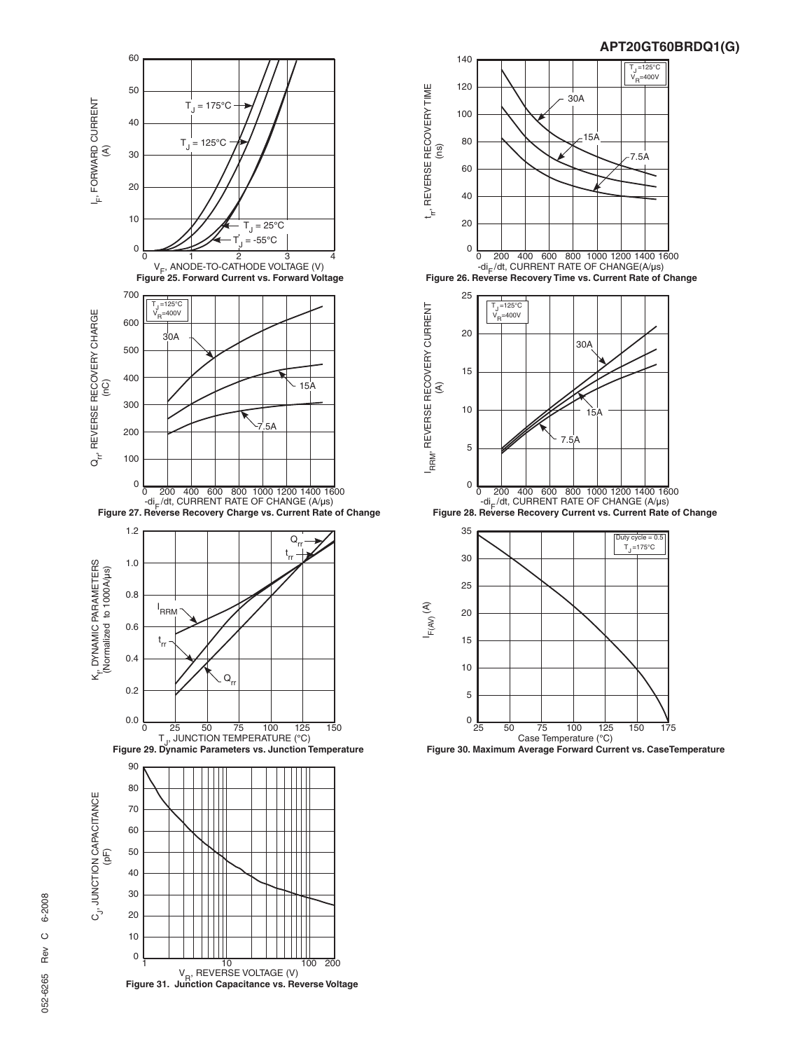Figure 25. Forward Current vs. Forward Voltage

Figure 26. Reverse Recovery Time vs. Current Rate of Change

Figure 27. Reverse Recovery Charge vs. Current Rate of Change

Figure 28. Reverse Recovery Current vs. Current Rate of Change

Figure 29. Dynamic Parameters vs. Junction Temperature

Figure 30. Maximum Average Forward Current vs. CaseTemperature

Figure 31. Junction Capacitance vs. Reverse Voltage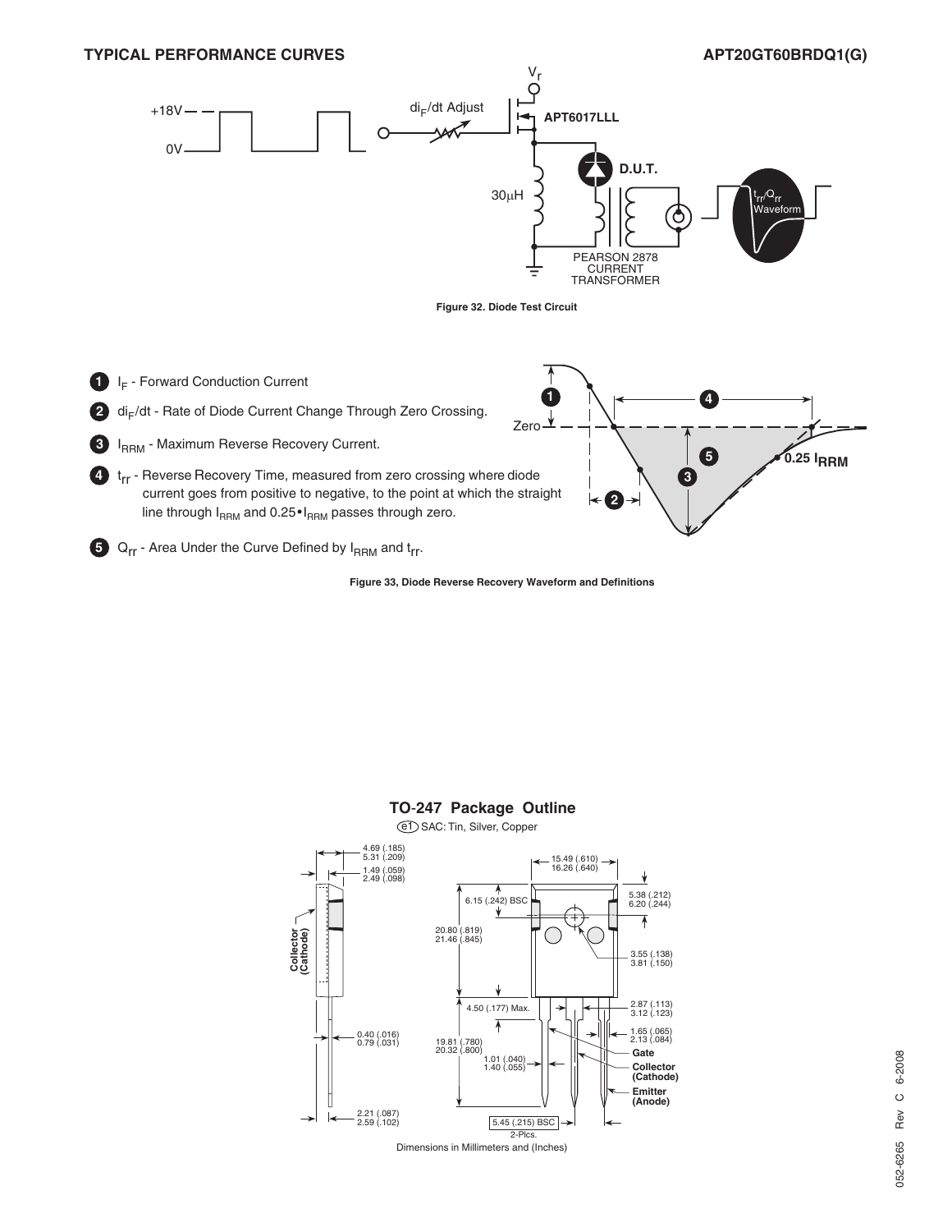Figure 32. Diode Test Circuit

+18V

0V

$di_F/dt$ Adjust

$V_r$

APT6017LLL

D.U.T.

30μH

PEARSON 2878 CURRENT TRANSFORMER

$t_{rr}/Q_{rr}$ Waveform

1. $I_F$ - Forward Conduction Current
2. $di_F/dt$ - Rate of Diode Current Change Through Zero Crossing.
3. $I_{RRM}$ - Maximum Reverse Recovery Current.
4. $t_{rr}$ - Reverse Recovery Time, measured from zero crossing where diode current goes from positive to negative, to the point at which the straight line through $I_{RRM}$ and $0.25 \cdot I_{RRM}$ passes through zero.
5. $Q_{rr}$ - Area Under the Curve Defined by $I_{RRM}$ and $t_{rr}$.

Zero

0.25 $I_{RRM}$

Figure 33, Diode Reverse Recovery Waveform and Definitions

## TO-247 Package Outline

(e1) SAC: Tin, Silver, Copper

4.69 (.185)
5.31 (.209)

1.49 (.059)
2.49 (.098)

Collector (Cathode)

0.40 (.016)
0.79 (.031)

2.21 (.087)
2.59 (.102)

15.49 (.610)
16.26 (.640)

6.15 (.242) BSC

5.38 (.212)
6.20 (.244)

20.80 (.819)
21.46 (.845)

3.55 (.138)
3.81 (.150)

4.50 (.177) Max.

2.87 (.113)
3.12 (.123)

1.65 (.065)
2.13 (.084)

19.81 (.780)
20.32 (.800)

1.01 (.040)
1.40 (.055)

Gate

Collector (Cathode)

Emitter (Anode)

5.45 (.215) BSC
2-Plcs.

Dimensions in Millimeters and (Inches)

052-6265 Rev C 6-2008